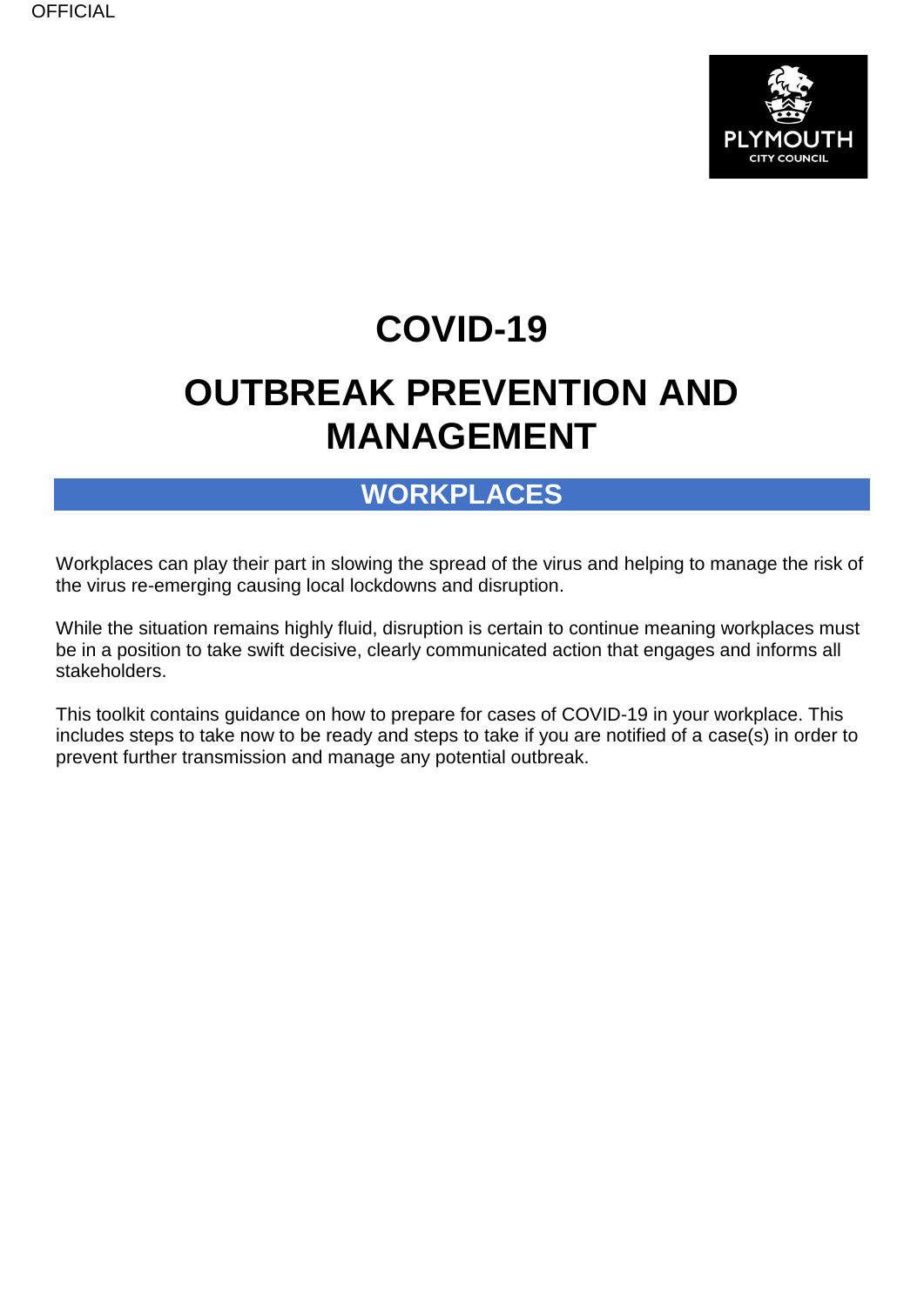# COVID-19

# OUTBREAK PREVENTION AND MANAGEMENT

## WORKPLACES

Workplaces can play their part in slowing the spread of the virus and helping to manage the risk of the virus re-emerging causing local lockdowns and disruption.

While the situation remains highly fluid, disruption is certain to continue meaning workplaces must be in a position to take swift decisive, clearly communicated action that engages and informs all stakeholders.

This toolkit contains guidance on how to prepare for cases of COVID-19 in your workplace. This includes steps to take now to be ready and steps to take if you are notified of a case(s) in order to prevent further transmission and manage any potential outbreak.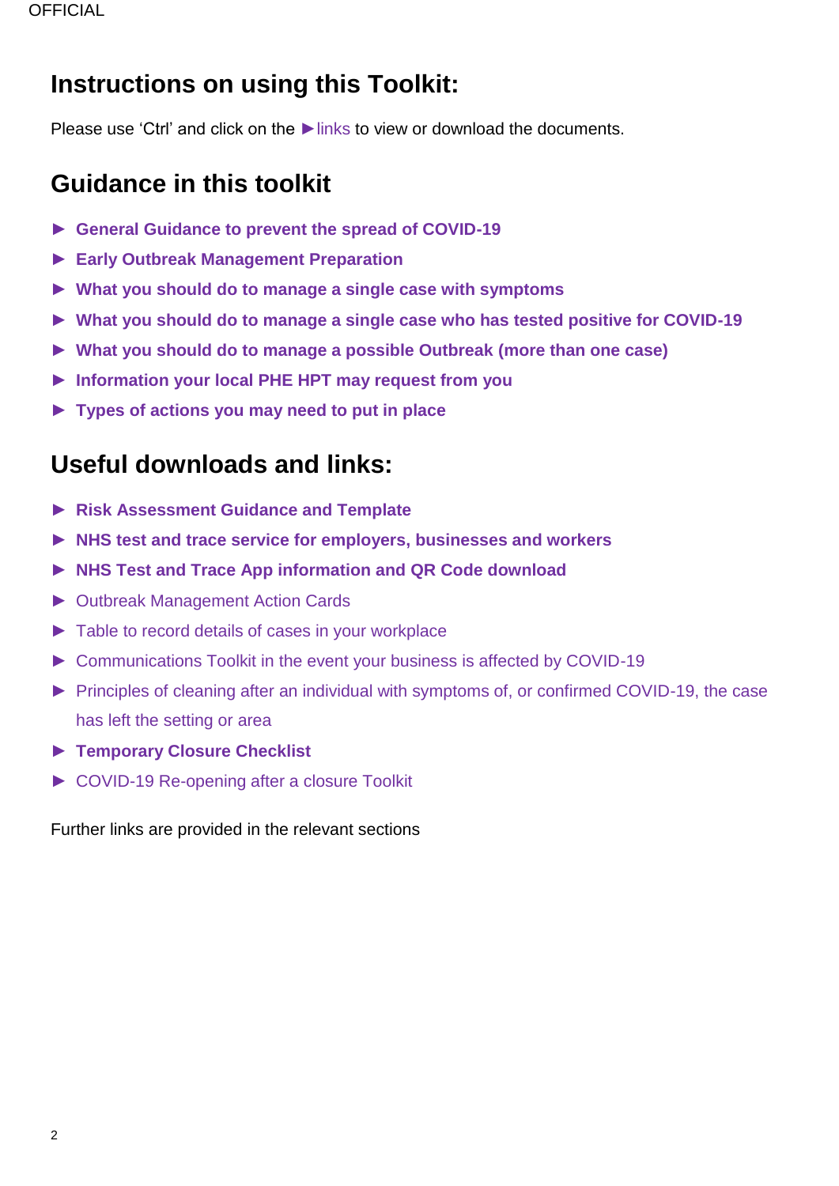# Instructions on using this Toolkit:

Please use 'Ctrl' and click on the ►links to view or download the documents.

# Guidance in this toolkit

- ► **General Guidance to prevent the spread of COVID-19**
- ► **Early Outbreak Management Preparation**
- ► **What you should do to manage a single case with symptoms**
- ► **What you should do to manage a single case who has tested positive for COVID-19**
- ► **What you should do to manage a possible Outbreak (more than one case)**
- ► **Information your local PHE HPT may request from you**
- ► **Types of actions you may need to put in place**

# Useful downloads and links:

- ► **Risk Assessment Guidance and Template**
- ► **NHS test and trace service for employers, businesses and workers**
- ► **NHS Test and Trace App information and QR Code download**
- ► Outbreak Management Action Cards
- ► Table to record details of cases in your workplace
- ► Communications Toolkit in the event your business is affected by COVID-19
- ► Principles of cleaning after an individual with symptoms of, or confirmed COVID-19, the case has left the setting or area
- ► **Temporary Closure Checklist**
- ► COVID-19 Re-opening after a closure Toolkit

Further links are provided in the relevant sections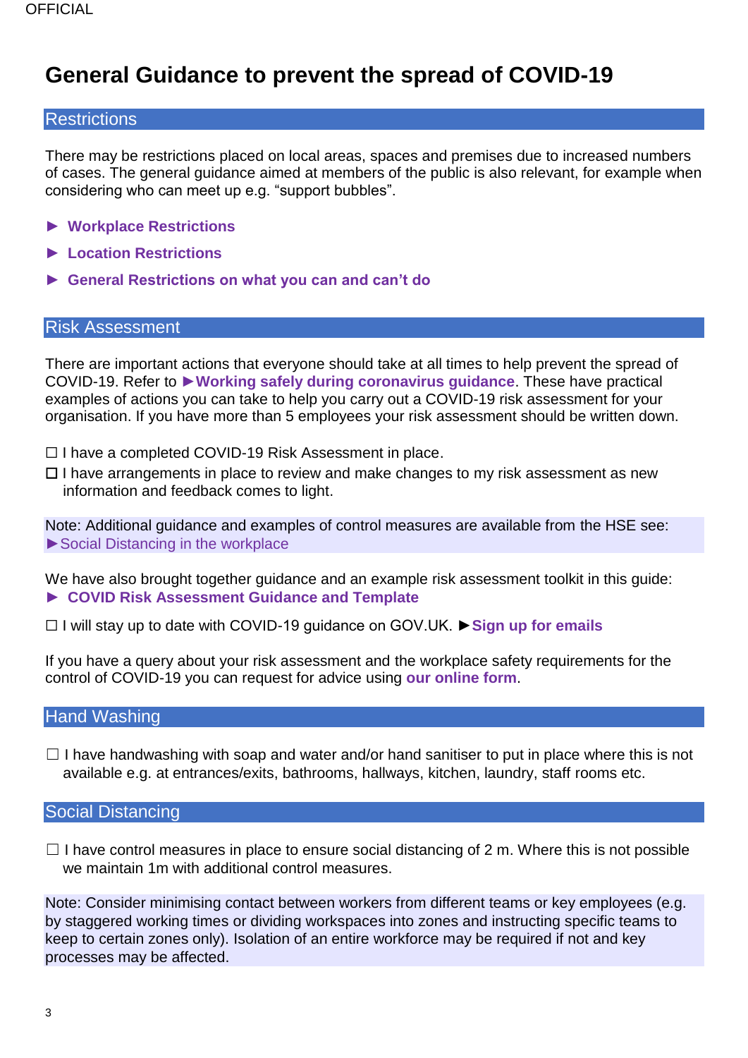# General Guidance to prevent the spread of COVID-19

## Restrictions

There may be restrictions placed on local areas, spaces and premises due to increased numbers of cases. The general guidance aimed at members of the public is also relevant, for example when considering who can meet up e.g. “support bubbles”.

- ► **Workplace Restrictions**
- ► **Location Restrictions**
- ► **General Restrictions on what you can and can’t do**

## Risk Assessment

There are important actions that everyone should take at all times to help prevent the spread of COVID-19. Refer to ►**Working safely during coronavirus guidance**. These have practical examples of actions you can take to help you carry out a COVID-19 risk assessment for your organisation. If you have more than 5 employees your risk assessment should be written down.

☐ I have a completed COVID-19 Risk Assessment in place.

☐ I have arrangements in place to review and make changes to my risk assessment as new information and feedback comes to light.

Note: Additional guidance and examples of control measures are available from the HSE see: ►Social Distancing in the workplace

We have also brought together guidance and an example risk assessment toolkit in this guide:
► **COVID Risk Assessment Guidance and Template**

☐ I will stay up to date with COVID-19 guidance on GOV.UK. ►**Sign up for emails**

If you have a query about your risk assessment and the workplace safety requirements for the control of COVID-19 you can request for advice using **our online form**.

## Hand Washing

☐ I have handwashing with soap and water and/or hand sanitiser to put in place where this is not available e.g. at entrances/exits, bathrooms, hallways, kitchen, laundry, staff rooms etc.

## Social Distancing

☐ I have control measures in place to ensure social distancing of 2 m. Where this is not possible we maintain 1m with additional control measures.

Note: Consider minimising contact between workers from different teams or key employees (e.g. by staggered working times or dividing workspaces into zones and instructing specific teams to keep to certain zones only). Isolation of an entire workforce may be required if not and key processes may be affected.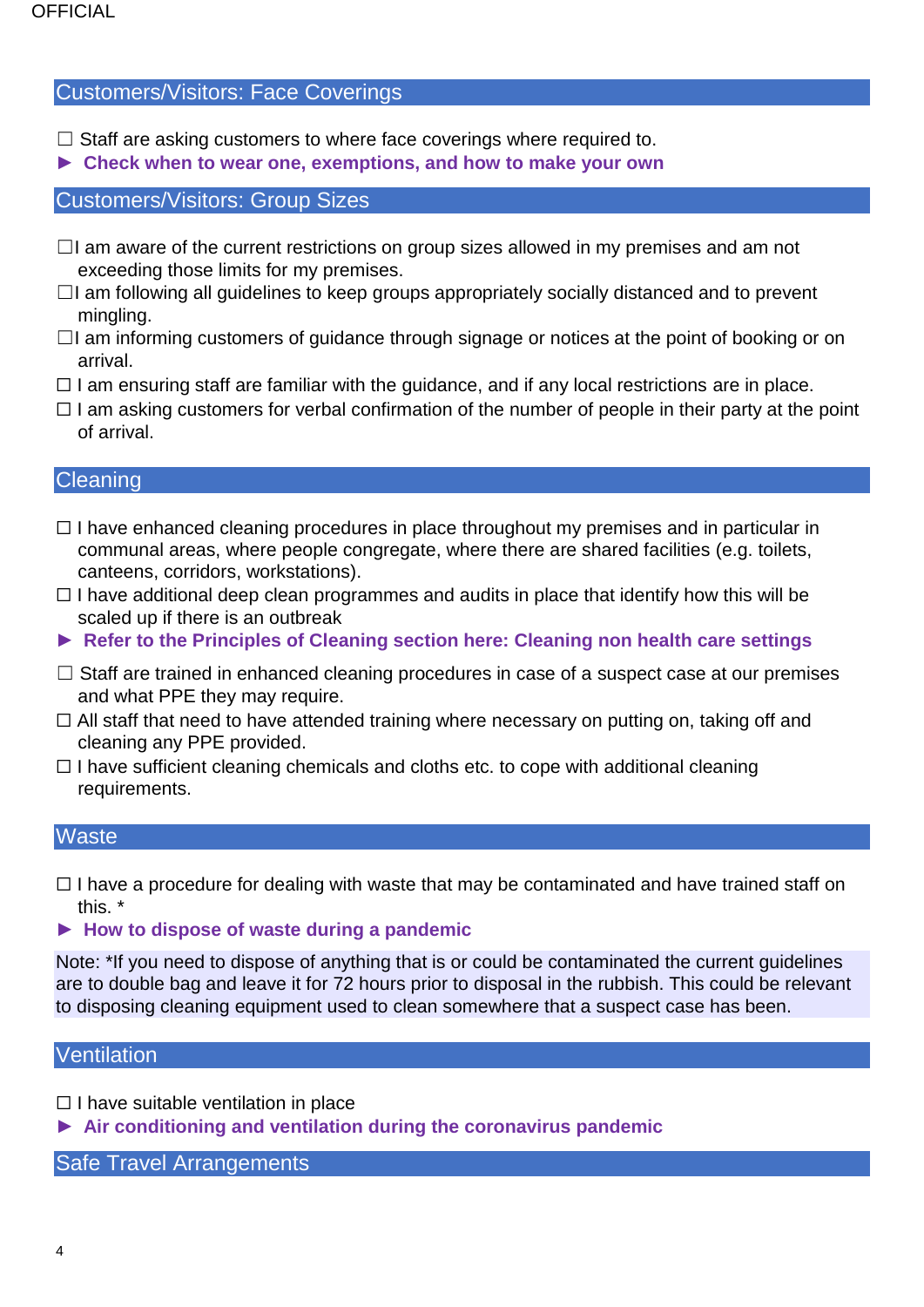## Customers/Visitors: Face Coverings

☐ Staff are asking customers to where face coverings where required to.

► **Check when to wear one, exemptions, and how to make your own**

## Customers/Visitors: Group Sizes

☐I am aware of the current restrictions on group sizes allowed in my premises and am not exceeding those limits for my premises.

☐I am following all guidelines to keep groups appropriately socially distanced and to prevent mingling.

☐I am informing customers of guidance through signage or notices at the point of booking or on arrival.

☐ I am ensuring staff are familiar with the guidance, and if any local restrictions are in place.

☐ I am asking customers for verbal confirmation of the number of people in their party at the point of arrival.

## Cleaning

☐ I have enhanced cleaning procedures in place throughout my premises and in particular in communal areas, where people congregate, where there are shared facilities (e.g. toilets, canteens, corridors, workstations).

☐ I have additional deep clean programmes and audits in place that identify how this will be scaled up if there is an outbreak

► **Refer to the Principles of Cleaning section here: Cleaning non health care settings**

☐ Staff are trained in enhanced cleaning procedures in case of a suspect case at our premises and what PPE they may require.

☐ All staff that need to have attended training where necessary on putting on, taking off and cleaning any PPE provided.

☐ I have sufficient cleaning chemicals and cloths etc. to cope with additional cleaning requirements.

## Waste

☐ I have a procedure for dealing with waste that may be contaminated and have trained staff on this. *

► **How to dispose of waste during a pandemic**

Note: *If you need to dispose of anything that is or could be contaminated the current guidelines are to double bag and leave it for 72 hours prior to disposal in the rubbish. This could be relevant to disposing cleaning equipment used to clean somewhere that a suspect case has been.

## Ventilation

☐ I have suitable ventilation in place

► **Air conditioning and ventilation during the coronavirus pandemic**

## Safe Travel Arrangements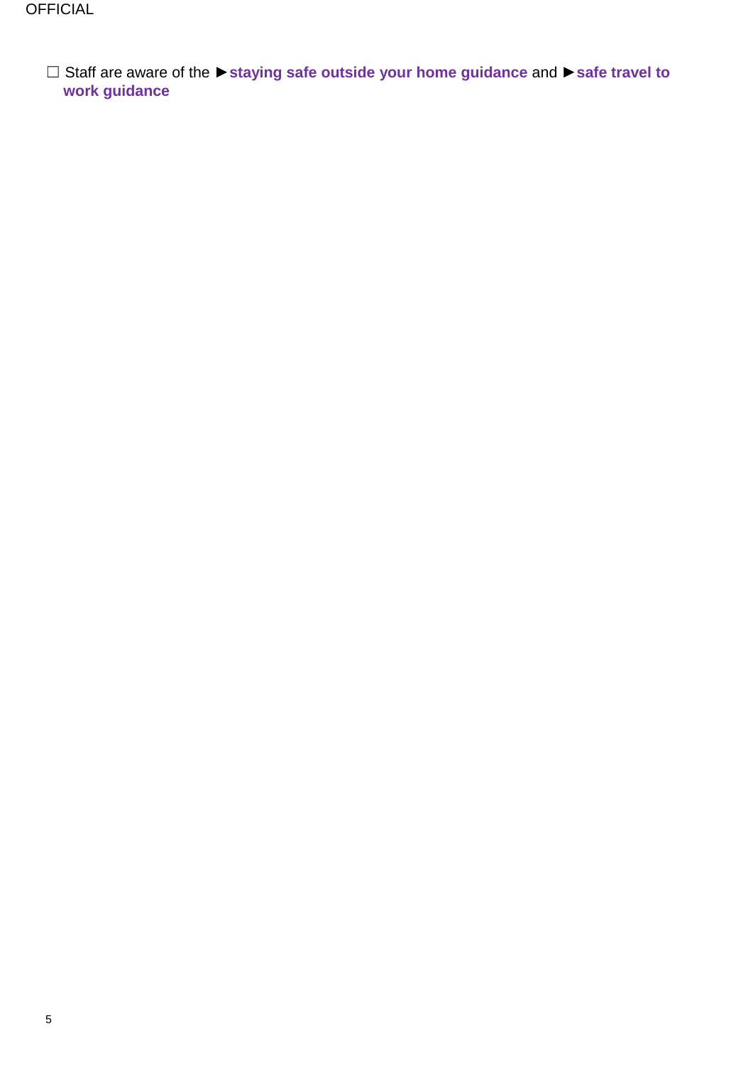☐ Staff are aware of the ►**staying safe outside your home guidance** and ►**safe travel to work guidance**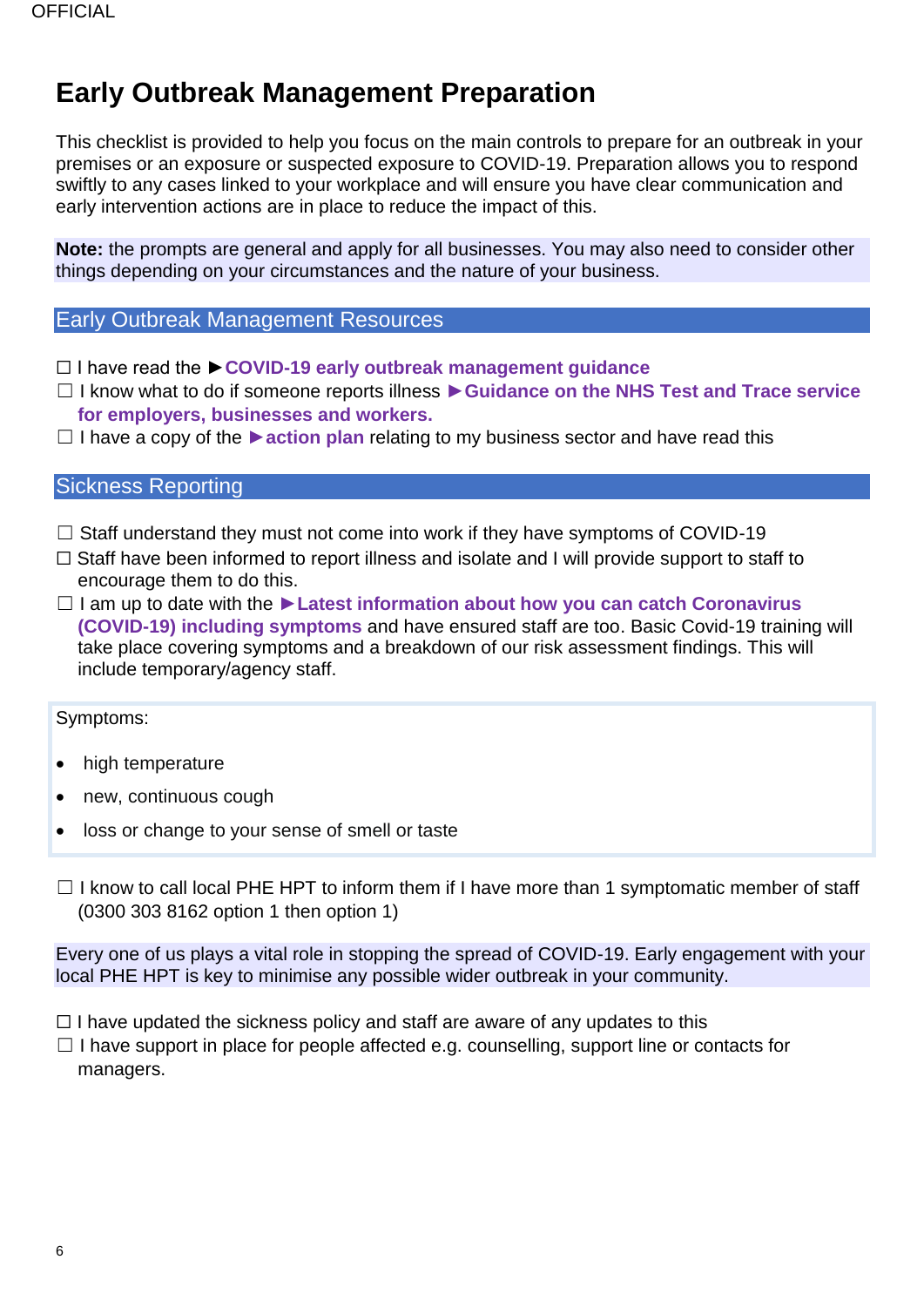# Early Outbreak Management Preparation

This checklist is provided to help you focus on the main controls to prepare for an outbreak in your premises or an exposure or suspected exposure to COVID-19. Preparation allows you to respond swiftly to any cases linked to your workplace and will ensure you have clear communication and early intervention actions are in place to reduce the impact of this.

**Note:** the prompts are general and apply for all businesses. You may also need to consider other things depending on your circumstances and the nature of your business.

## Early Outbreak Management Resources

☐ I have read the ►**COVID-19 early outbreak management guidance**

☐ I know what to do if someone reports illness ►**Guidance on the NHS Test and Trace service for employers, businesses and workers.**

☐ I have a copy of the ►**action plan** relating to my business sector and have read this

## Sickness Reporting

☐ Staff understand they must not come into work if they have symptoms of COVID-19

☐ Staff have been informed to report illness and isolate and I will provide support to staff to encourage them to do this.

☐ I am up to date with the ►**Latest information about how you can catch Coronavirus (COVID-19) including symptoms** and have ensured staff are too. Basic Covid-19 training will take place covering symptoms and a breakdown of our risk assessment findings. This will include temporary/agency staff.

Symptoms:

- high temperature
- new, continuous cough
- loss or change to your sense of smell or taste

☐ I know to call local PHE HPT to inform them if I have more than 1 symptomatic member of staff (0300 303 8162 option 1 then option 1)

Every one of us plays a vital role in stopping the spread of COVID-19. Early engagement with your local PHE HPT is key to minimise any possible wider outbreak in your community.

☐ I have updated the sickness policy and staff are aware of any updates to this

☐ I have support in place for people affected e.g. counselling, support line or contacts for managers.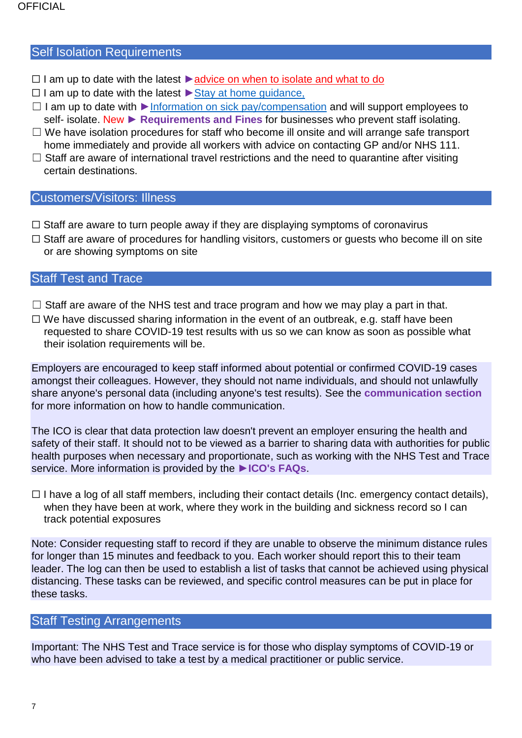## Self Isolation Requirements

- ☐ I am up to date with the latest ►advice on when to isolate and what to do
- ☐ I am up to date with the latest ►Stay at home guidance,
- ☐ I am up to date with ►Information on sick pay/compensation and will support employees to self- isolate. New ► **Requirements and Fines** for businesses who prevent staff isolating.
- ☐ We have isolation procedures for staff who become ill onsite and will arrange safe transport home immediately and provide all workers with advice on contacting GP and/or NHS 111.
- ☐ Staff are aware of international travel restrictions and the need to quarantine after visiting certain destinations.

## Customers/Visitors: Illness

- ☐ Staff are aware to turn people away if they are displaying symptoms of coronavirus
- ☐ Staff are aware of procedures for handling visitors, customers or guests who become ill on site or are showing symptoms on site

## Staff Test and Trace

- ☐ Staff are aware of the NHS test and trace program and how we may play a part in that.
- ☐ We have discussed sharing information in the event of an outbreak, e.g. staff have been requested to share COVID-19 test results with us so we can know as soon as possible what their isolation requirements will be.

Employers are encouraged to keep staff informed about potential or confirmed COVID-19 cases amongst their colleagues. However, they should not name individuals, and should not unlawfully share anyone's personal data (including anyone's test results). See the **communication section** for more information on how to handle communication.

The ICO is clear that data protection law doesn't prevent an employer ensuring the health and safety of their staff. It should not to be viewed as a barrier to sharing data with authorities for public health purposes when necessary and proportionate, such as working with the NHS Test and Trace service. More information is provided by the **►ICO's FAQs**.

- ☐ I have a log of all staff members, including their contact details (Inc. emergency contact details), when they have been at work, where they work in the building and sickness record so I can track potential exposures

Note: Consider requesting staff to record if they are unable to observe the minimum distance rules for longer than 15 minutes and feedback to you. Each worker should report this to their team leader. The log can then be used to establish a list of tasks that cannot be achieved using physical distancing. These tasks can be reviewed, and specific control measures can be put in place for these tasks.

## Staff Testing Arrangements

Important: The NHS Test and Trace service is for those who display symptoms of COVID-19 or who have been advised to take a test by a medical practitioner or public service.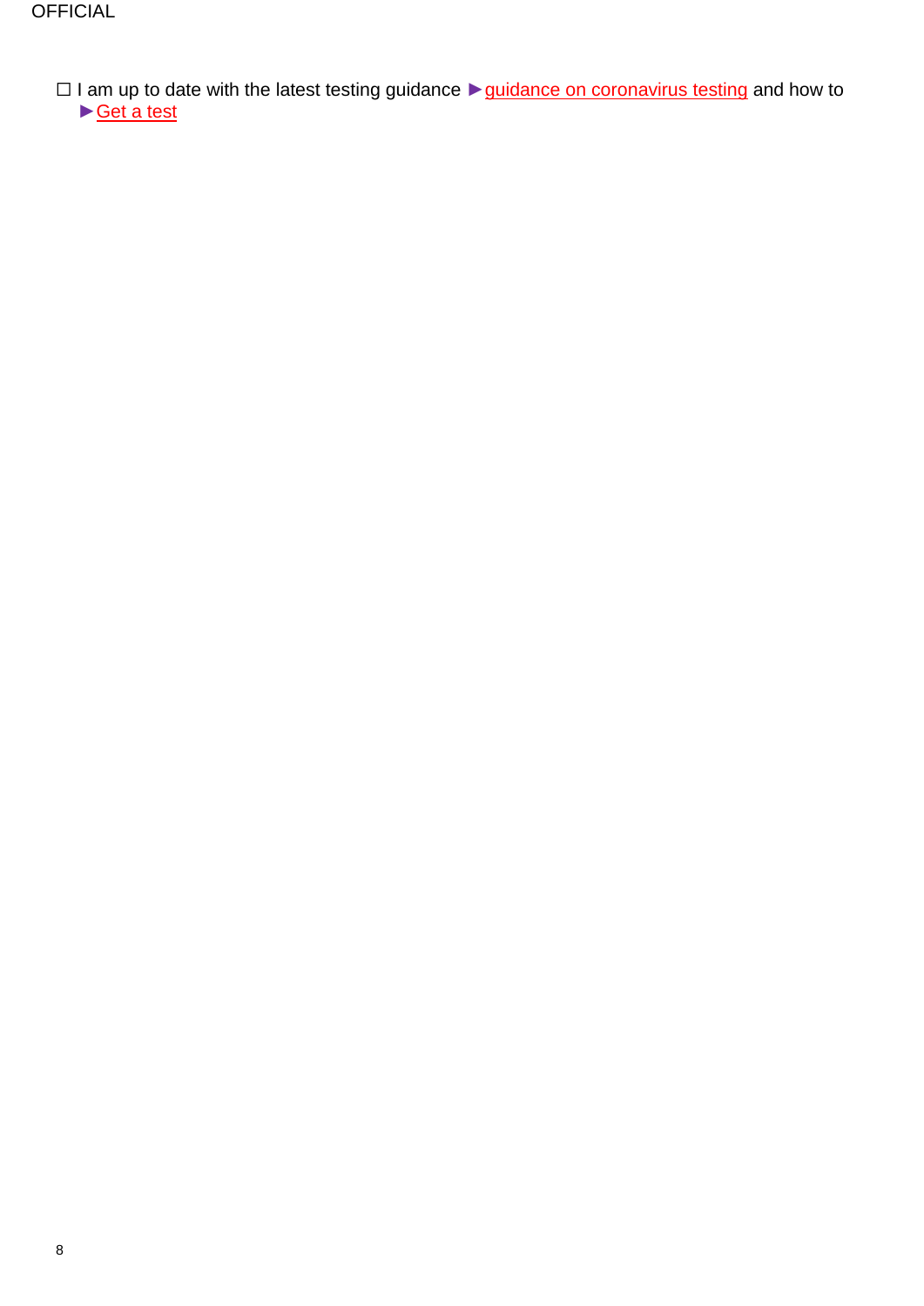☐ I am up to date with the latest testing guidance ►guidance on coronavirus testing and how to ►Get a test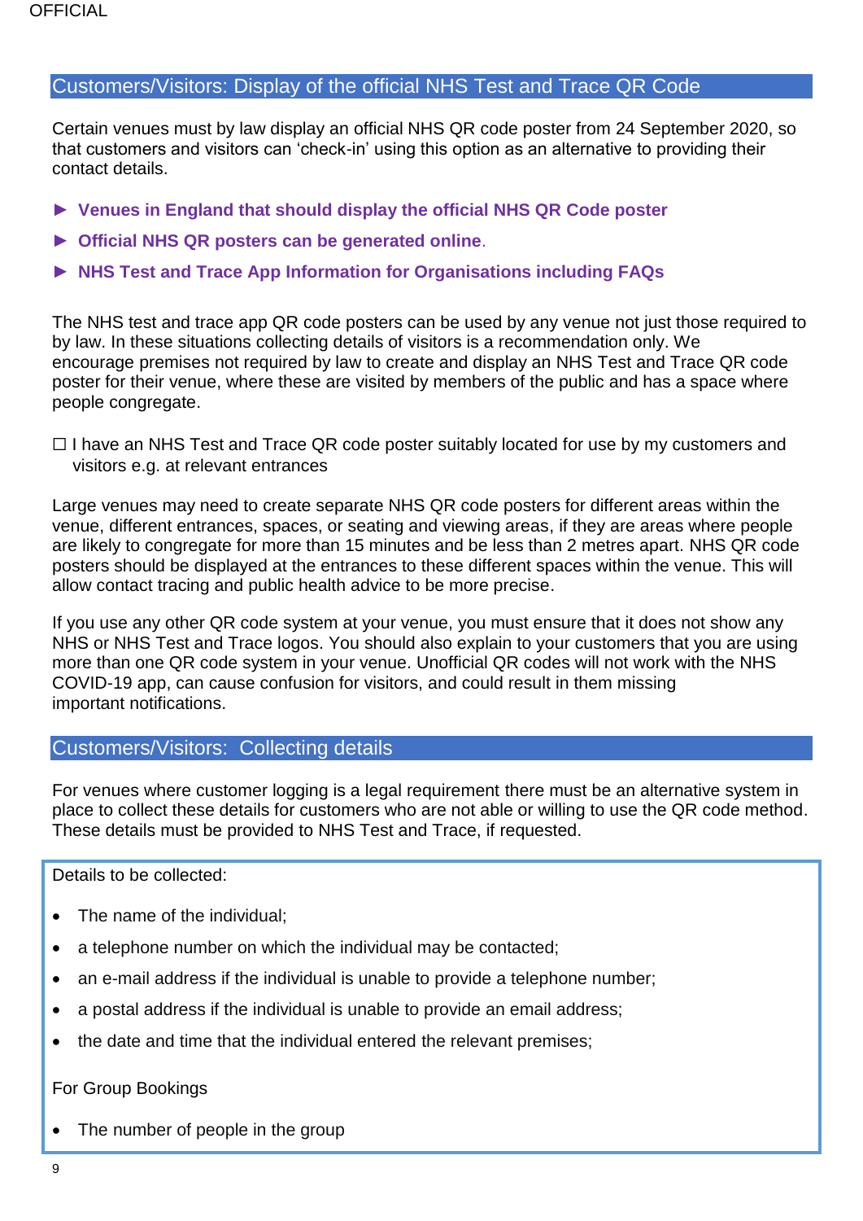## Customers/Visitors: Display of the official NHS Test and Trace QR Code

Certain venues must by law display an official NHS QR code poster from 24 September 2020, so that customers and visitors can 'check-in' using this option as an alternative to providing their contact details.

► **Venues in England that should display the official NHS QR Code poster**

► **Official NHS QR posters can be generated online**.

► **NHS Test and Trace App Information for Organisations including FAQs**

The NHS test and trace app QR code posters can be used by any venue not just those required to by law. In these situations collecting details of visitors is a recommendation only. We encourage premises not required by law to create and display an NHS Test and Trace QR code poster for their venue, where these are visited by members of the public and has a space where people congregate.

☐ I have an NHS Test and Trace QR code poster suitably located for use by my customers and visitors e.g. at relevant entrances

Large venues may need to create separate NHS QR code posters for different areas within the venue, different entrances, spaces, or seating and viewing areas, if they are areas where people are likely to congregate for more than 15 minutes and be less than 2 metres apart. NHS QR code posters should be displayed at the entrances to these different spaces within the venue. This will allow contact tracing and public health advice to be more precise.

If you use any other QR code system at your venue, you must ensure that it does not show any NHS or NHS Test and Trace logos. You should also explain to your customers that you are using more than one QR code system in your venue. Unofficial QR codes will not work with the NHS COVID-19 app, can cause confusion for visitors, and could result in them missing important notifications.

## Customers/Visitors: Collecting details

For venues where customer logging is a legal requirement there must be an alternative system in place to collect these details for customers who are not able or willing to use the QR code method. These details must be provided to NHS Test and Trace, if requested.

Details to be collected:

- The name of the individual;
- a telephone number on which the individual may be contacted;
- an e-mail address if the individual is unable to provide a telephone number;
- a postal address if the individual is unable to provide an email address;
- the date and time that the individual entered the relevant premises;

For Group Bookings

- The number of people in the group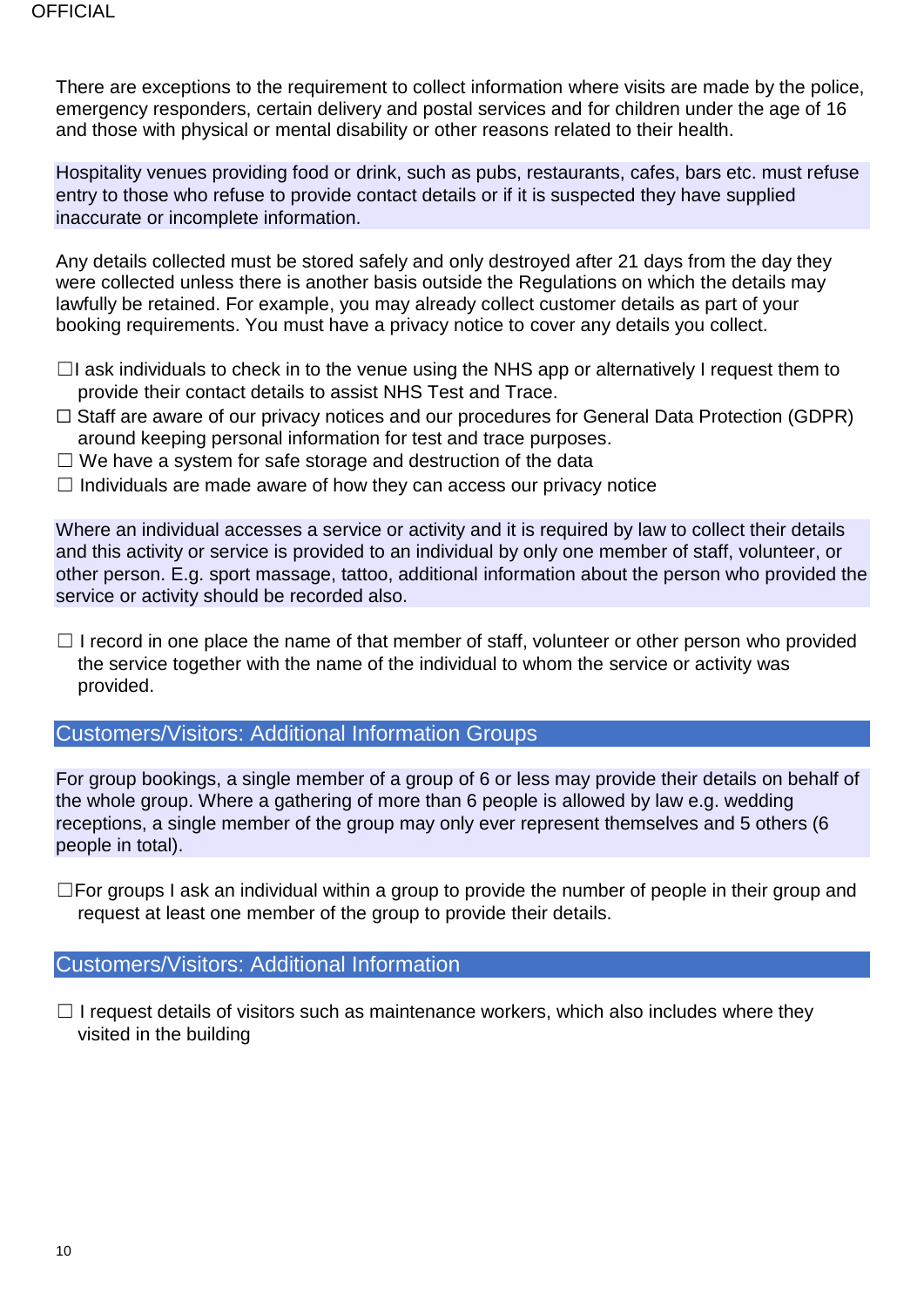There are exceptions to the requirement to collect information where visits are made by the police, emergency responders, certain delivery and postal services and for children under the age of 16 and those with physical or mental disability or other reasons related to their health.

Hospitality venues providing food or drink, such as pubs, restaurants, cafes, bars etc. must refuse entry to those who refuse to provide contact details or if it is suspected they have supplied inaccurate or incomplete information.

Any details collected must be stored safely and only destroyed after 21 days from the day they were collected unless there is another basis outside the Regulations on which the details may lawfully be retained. For example, you may already collect customer details as part of your booking requirements. You must have a privacy notice to cover any details you collect.

- ☐ I ask individuals to check in to the venue using the NHS app or alternatively I request them to provide their contact details to assist NHS Test and Trace.
- ☐ Staff are aware of our privacy notices and our procedures for General Data Protection (GDPR) around keeping personal information for test and trace purposes.
- ☐ We have a system for safe storage and destruction of the data
- ☐ Individuals are made aware of how they can access our privacy notice

Where an individual accesses a service or activity and it is required by law to collect their details and this activity or service is provided to an individual by only one member of staff, volunteer, or other person. E.g. sport massage, tattoo, additional information about the person who provided the service or activity should be recorded also.

- ☐ I record in one place the name of that member of staff, volunteer or other person who provided the service together with the name of the individual to whom the service or activity was provided.

## Customers/Visitors: Additional Information Groups

For group bookings, a single member of a group of 6 or less may provide their details on behalf of the whole group. Where a gathering of more than 6 people is allowed by law e.g. wedding receptions, a single member of the group may only ever represent themselves and 5 others (6 people in total).

- ☐ For groups I ask an individual within a group to provide the number of people in their group and request at least one member of the group to provide their details.

## Customers/Visitors: Additional Information

- ☐ I request details of visitors such as maintenance workers, which also includes where they visited in the building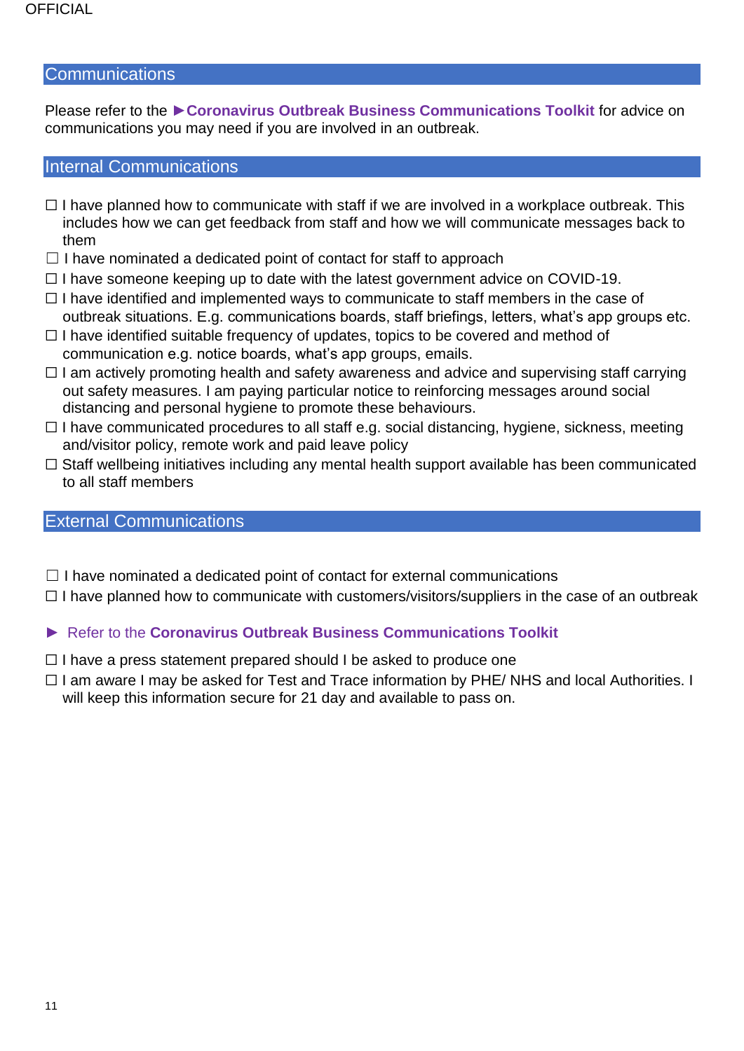## Communications

Please refer to the ►**Coronavirus Outbreak Business Communications Toolkit** for advice on communications you may need if you are involved in an outbreak.

## Internal Communications

- ☐ I have planned how to communicate with staff if we are involved in a workplace outbreak. This includes how we can get feedback from staff and how we will communicate messages back to them
- ☐ I have nominated a dedicated point of contact for staff to approach
- ☐ I have someone keeping up to date with the latest government advice on COVID-19.
- ☐ I have identified and implemented ways to communicate to staff members in the case of outbreak situations. E.g. communications boards, staff briefings, letters, what's app groups etc.
- ☐ I have identified suitable frequency of updates, topics to be covered and method of communication e.g. notice boards, what's app groups, emails.
- ☐ I am actively promoting health and safety awareness and advice and supervising staff carrying out safety measures. I am paying particular notice to reinforcing messages around social distancing and personal hygiene to promote these behaviours.
- ☐ I have communicated procedures to all staff e.g. social distancing, hygiene, sickness, meeting and/visitor policy, remote work and paid leave policy
- ☐ Staff wellbeing initiatives including any mental health support available has been communicated to all staff members

## External Communications

- ☐ I have nominated a dedicated point of contact for external communications
- ☐ I have planned how to communicate with customers/visitors/suppliers in the case of an outbreak

► Refer to the **Coronavirus Outbreak Business Communications Toolkit**

- ☐ I have a press statement prepared should I be asked to produce one
- ☐ I am aware I may be asked for Test and Trace information by PHE/ NHS and local Authorities. I will keep this information secure for 21 day and available to pass on.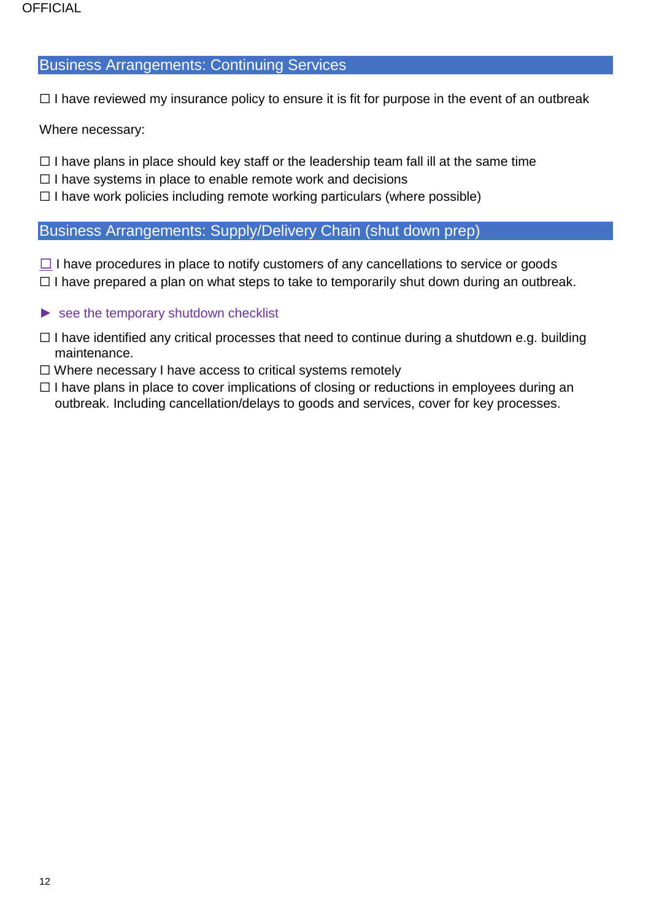## Business Arrangements: Continuing Services

☐ I have reviewed my insurance policy to ensure it is fit for purpose in the event of an outbreak

Where necessary:

☐ I have plans in place should key staff or the leadership team fall ill at the same time
☐ I have systems in place to enable remote work and decisions
☐ I have work policies including remote working particulars (where possible)

## Business Arrangements: Supply/Delivery Chain (shut down prep)

☐ I have procedures in place to notify customers of any cancellations to service or goods
☐ I have prepared a plan on what steps to take to temporarily shut down during an outbreak.

► see the temporary shutdown checklist

☐ I have identified any critical processes that need to continue during a shutdown e.g. building maintenance.
☐ Where necessary I have access to critical systems remotely
☐ I have plans in place to cover implications of closing or reductions in employees during an outbreak. Including cancellation/delays to goods and services, cover for key processes.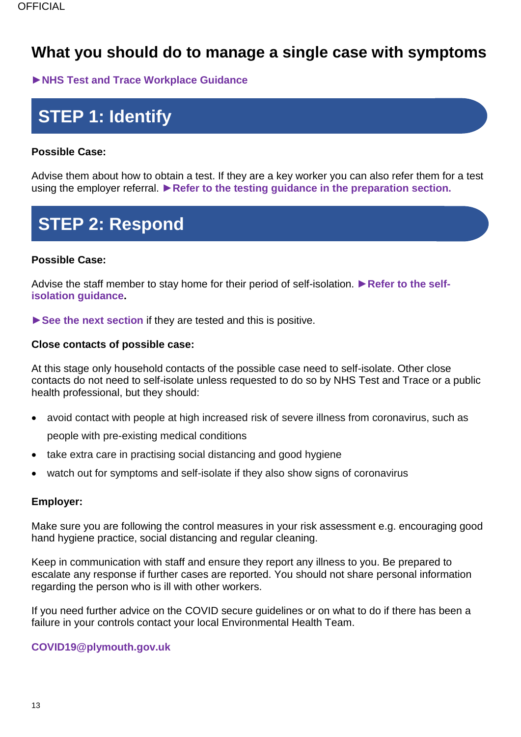# What you should do to manage a single case with symptoms

**►NHS Test and Trace Workplace Guidance**

## STEP 1: Identify

**Possible Case:**

Advise them about how to obtain a test. If they are a key worker you can also refer them for a test using the employer referral. **►Refer to the testing guidance in the preparation section.**

## STEP 2: Respond

**Possible Case:**

Advise the staff member to stay home for their period of self-isolation. **►Refer to the self-isolation guidance.**

**►See the next section** if they are tested and this is positive.

**Close contacts of possible case:**

At this stage only household contacts of the possible case need to self-isolate. Other close contacts do not need to self-isolate unless requested to do so by NHS Test and Trace or a public health professional, but they should:

- avoid contact with people at high increased risk of severe illness from coronavirus, such as people with pre-existing medical conditions
- take extra care in practising social distancing and good hygiene
- watch out for symptoms and self-isolate if they also show signs of coronavirus

**Employer:**

Make sure you are following the control measures in your risk assessment e.g. encouraging good hand hygiene practice, social distancing and regular cleaning.

Keep in communication with staff and ensure they report any illness to you. Be prepared to escalate any response if further cases are reported. You should not share personal information regarding the person who is ill with other workers.

If you need further advice on the COVID secure guidelines or on what to do if there has been a failure in your controls contact your local Environmental Health Team.

**COVID19@plymouth.gov.uk**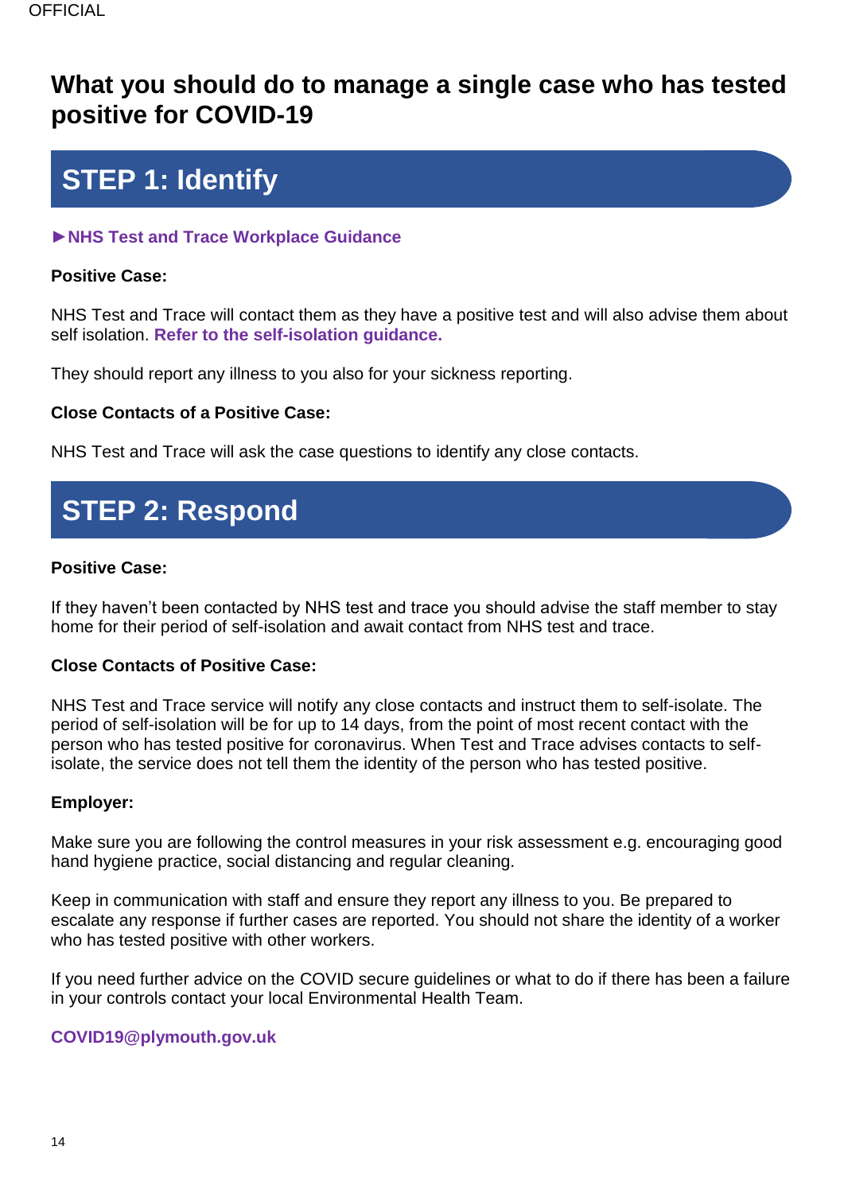# What you should do to manage a single case who has tested positive for COVID-19

## STEP 1: Identify

►**NHS Test and Trace Workplace Guidance**

**Positive Case:**

NHS Test and Trace will contact them as they have a positive test and will also advise them about self isolation. **Refer to the self-isolation guidance.**

They should report any illness to you also for your sickness reporting.

**Close Contacts of a Positive Case:**

NHS Test and Trace will ask the case questions to identify any close contacts.

## STEP 2: Respond

**Positive Case:**

If they haven't been contacted by NHS test and trace you should advise the staff member to stay home for their period of self-isolation and await contact from NHS test and trace.

**Close Contacts of Positive Case:**

NHS Test and Trace service will notify any close contacts and instruct them to self-isolate. The period of self-isolation will be for up to 14 days, from the point of most recent contact with the person who has tested positive for coronavirus. When Test and Trace advises contacts to self-isolate, the service does not tell them the identity of the person who has tested positive.

**Employer:**

Make sure you are following the control measures in your risk assessment e.g. encouraging good hand hygiene practice, social distancing and regular cleaning.

Keep in communication with staff and ensure they report any illness to you. Be prepared to escalate any response if further cases are reported. You should not share the identity of a worker who has tested positive with other workers.

If you need further advice on the COVID secure guidelines or what to do if there has been a failure in your controls contact your local Environmental Health Team.

**COVID19@plymouth.gov.uk**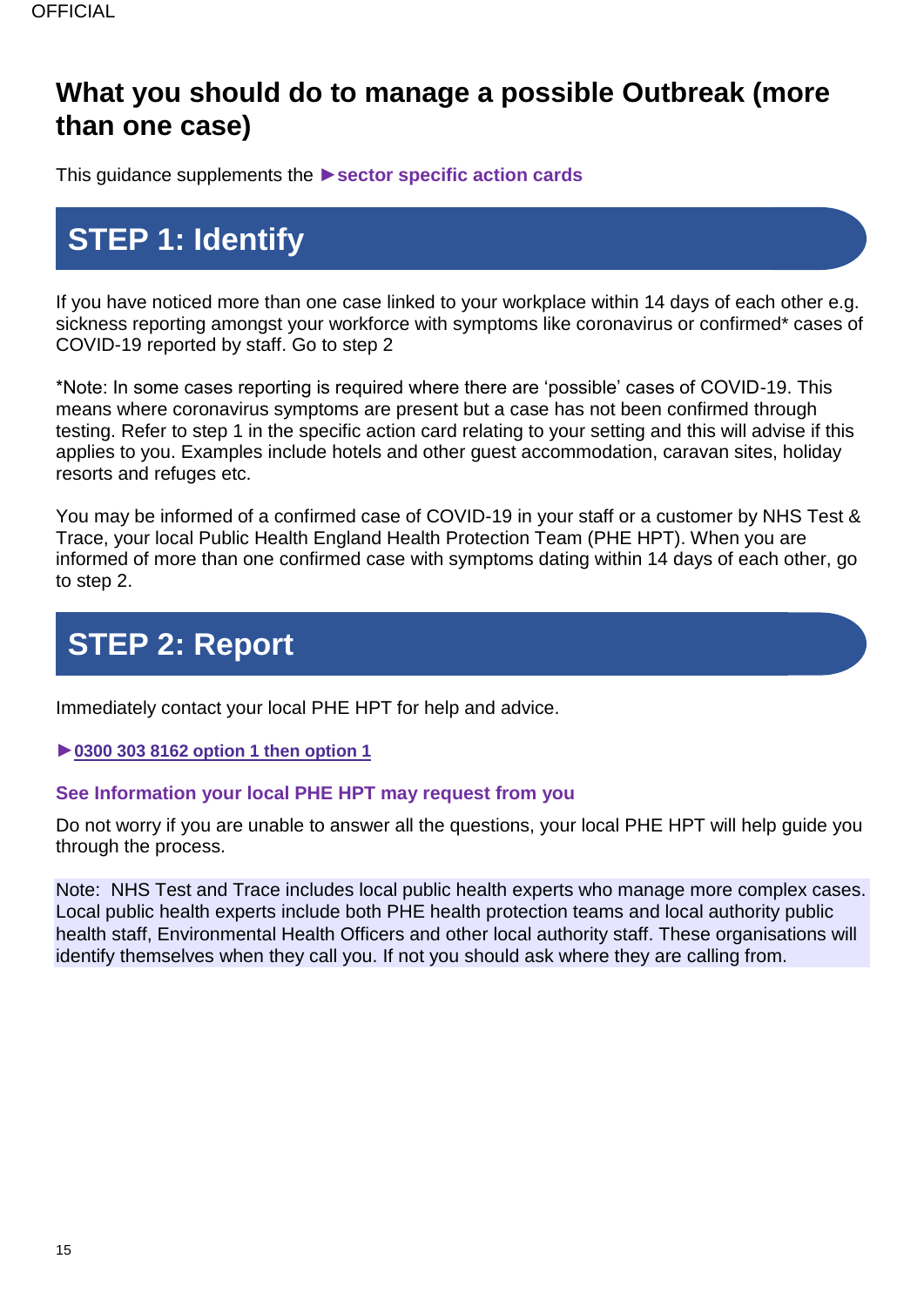# What you should do to manage a possible Outbreak (more than one case)

This guidance supplements the ►**sector specific action cards**

## STEP 1: Identify

If you have noticed more than one case linked to your workplace within 14 days of each other e.g. sickness reporting amongst your workforce with symptoms like coronavirus or confirmed* cases of COVID-19 reported by staff. Go to step 2

*Note: In some cases reporting is required where there are 'possible' cases of COVID-19. This means where coronavirus symptoms are present but a case has not been confirmed through testing. Refer to step 1 in the specific action card relating to your setting and this will advise if this applies to you. Examples include hotels and other guest accommodation, caravan sites, holiday resorts and refuges etc.

You may be informed of a confirmed case of COVID-19 in your staff or a customer by NHS Test & Trace, your local Public Health England Health Protection Team (PHE HPT). When you are informed of more than one confirmed case with symptoms dating within 14 days of each other, go to step 2.

## STEP 2: Report

Immediately contact your local PHE HPT for help and advice.

►**0300 303 8162 option 1 then option 1**

### See Information your local PHE HPT may request from you

Do not worry if you are unable to answer all the questions, your local PHE HPT will help guide you through the process.

Note: NHS Test and Trace includes local public health experts who manage more complex cases. Local public health experts include both PHE health protection teams and local authority public health staff, Environmental Health Officers and other local authority staff. These organisations will identify themselves when they call you. If not you should ask where they are calling from.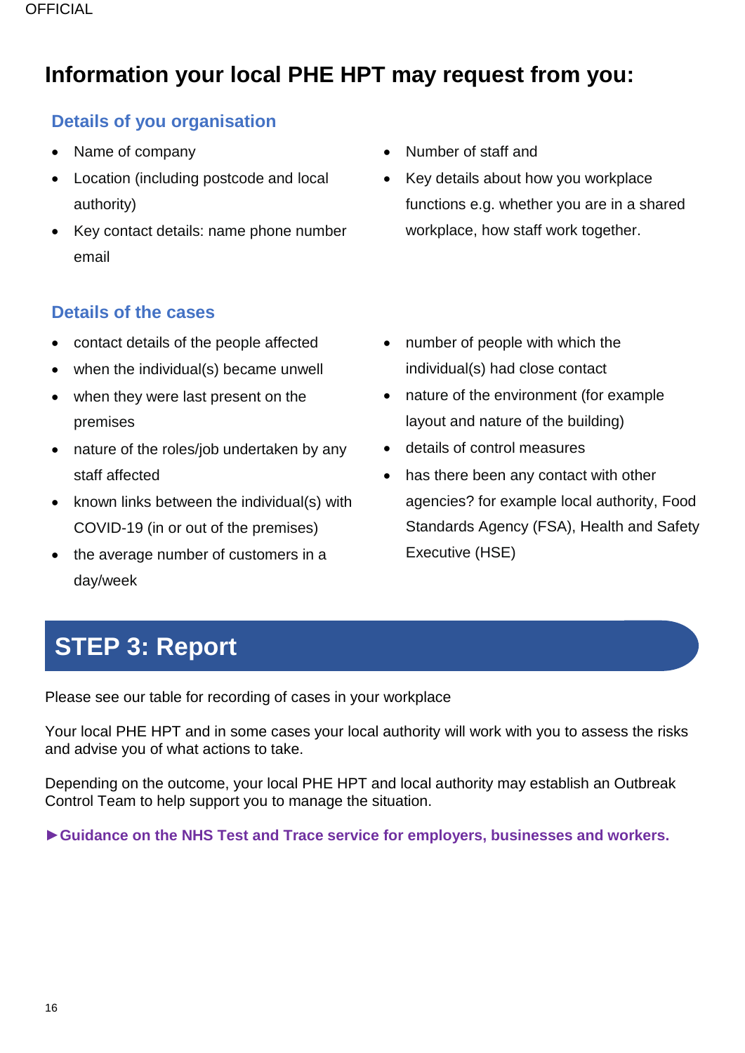# Information your local PHE HPT may request from you:

## Details of you organisation

- Name of company
- Location (including postcode and local authority)
- Key contact details: name phone number email
- Number of staff and
- Key details about how you workplace functions e.g. whether you are in a shared workplace, how staff work together.

## Details of the cases

- contact details of the people affected
- when the individual(s) became unwell
- when they were last present on the premises
- nature of the roles/job undertaken by any staff affected
- known links between the individual(s) with COVID-19 (in or out of the premises)
- the average number of customers in a day/week
- number of people with which the individual(s) had close contact
- nature of the environment (for example layout and nature of the building)
- details of control measures
- has there been any contact with other agencies? for example local authority, Food Standards Agency (FSA), Health and Safety Executive (HSE)

# STEP 3: Report

Please see our table for recording of cases in your workplace

Your local PHE HPT and in some cases your local authority will work with you to assess the risks and advise you of what actions to take.

Depending on the outcome, your local PHE HPT and local authority may establish an Outbreak Control Team to help support you to manage the situation.

►**Guidance on the NHS Test and Trace service for employers, businesses and workers.**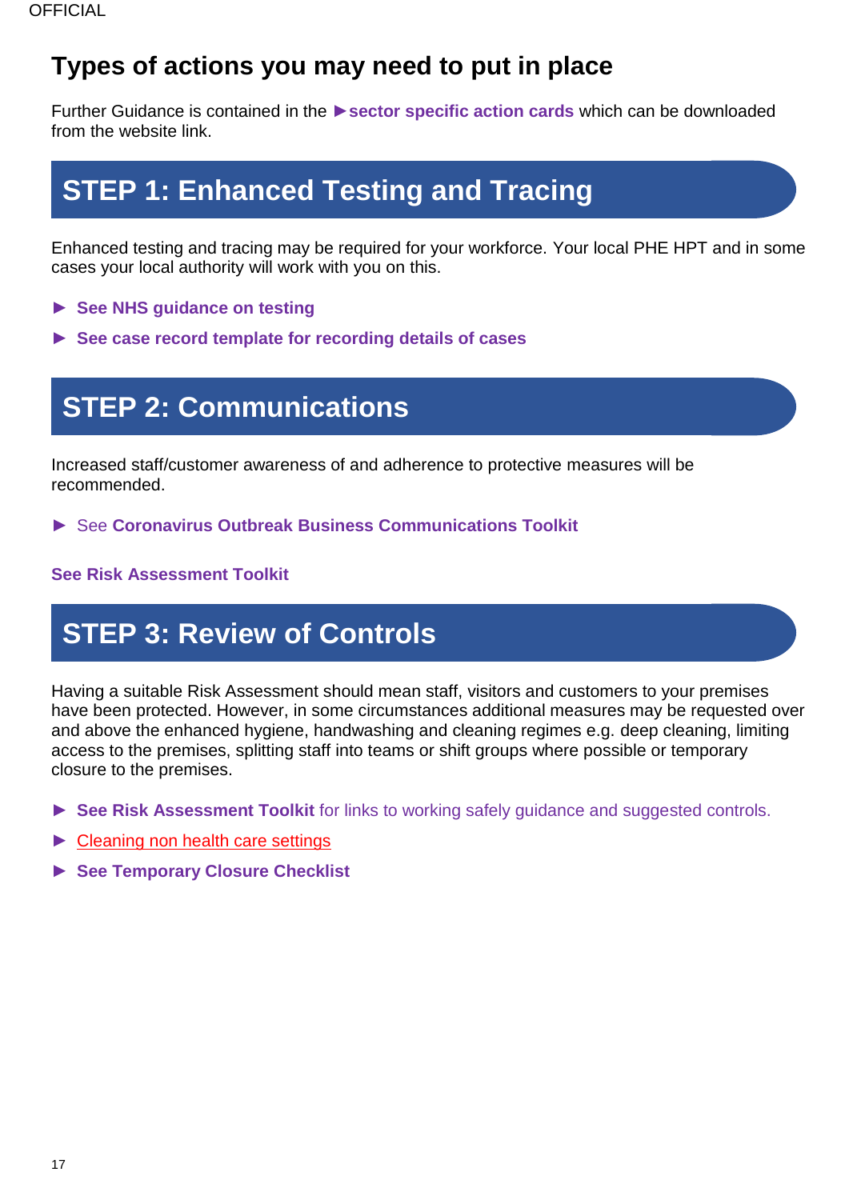# Types of actions you may need to put in place

Further Guidance is contained in the ►**sector specific action cards** which can be downloaded from the website link.

## STEP 1: Enhanced Testing and Tracing

Enhanced testing and tracing may be required for your workforce. Your local PHE HPT and in some cases your local authority will work with you on this.

- ► **See NHS guidance on testing**
- ► **See case record template for recording details of cases**

## STEP 2: Communications

Increased staff/customer awareness of and adherence to protective measures will be recommended.

- ► See **Coronavirus Outbreak Business Communications Toolkit**

**See Risk Assessment Toolkit**

## STEP 3: Review of Controls

Having a suitable Risk Assessment should mean staff, visitors and customers to your premises have been protected. However, in some circumstances additional measures may be requested over and above the enhanced hygiene, handwashing and cleaning regimes e.g. deep cleaning, limiting access to the premises, splitting staff into teams or shift groups where possible or temporary closure to the premises.

- ► **See Risk Assessment Toolkit** for links to working safely guidance and suggested controls.
- ► Cleaning non health care settings
- ► **See Temporary Closure Checklist**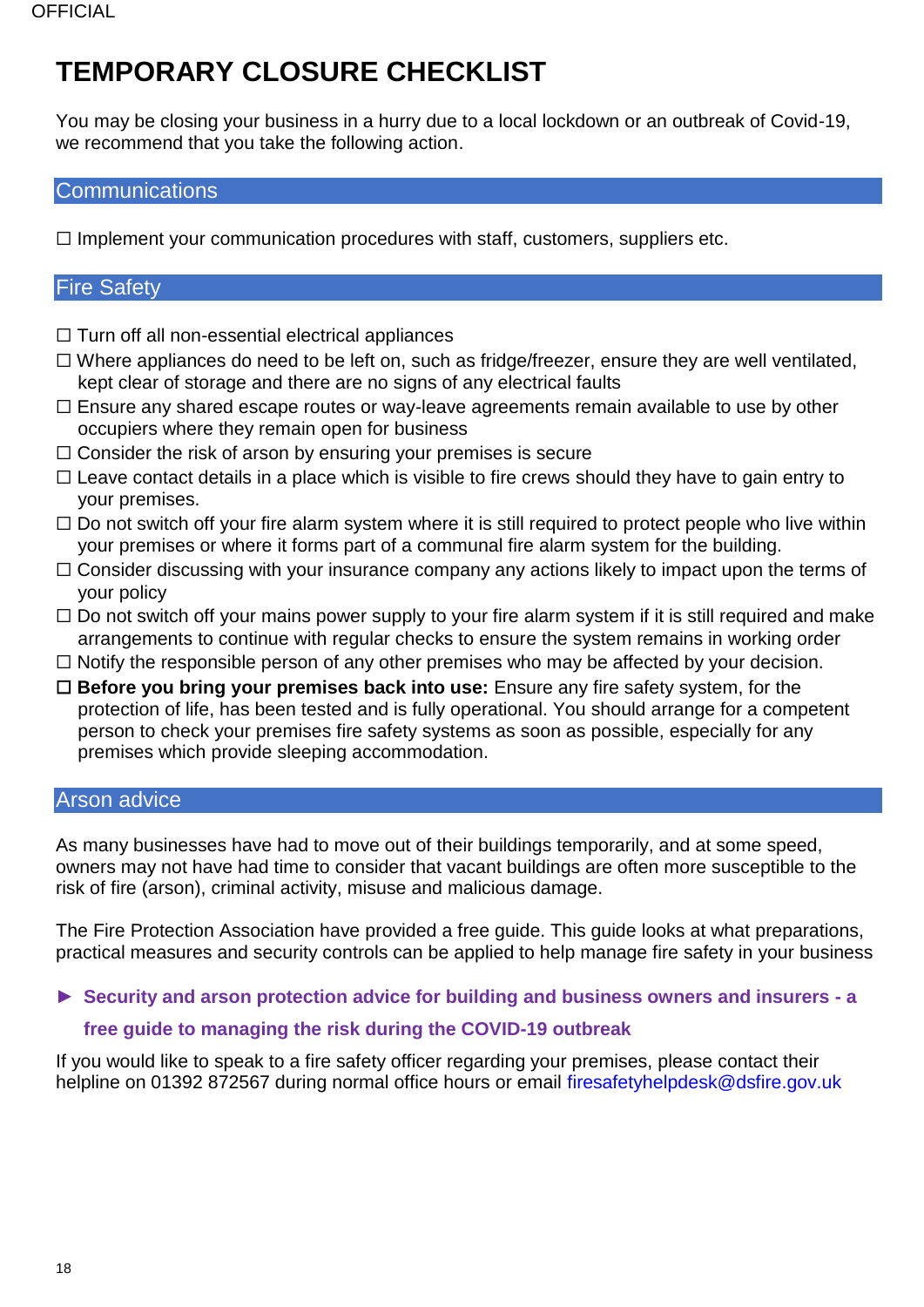# TEMPORARY CLOSURE CHECKLIST

You may be closing your business in a hurry due to a local lockdown or an outbreak of Covid-19, we recommend that you take the following action.

## Communications

☐ Implement your communication procedures with staff, customers, suppliers etc.

## Fire Safety

☐ Turn off all non-essential electrical appliances

☐ Where appliances do need to be left on, such as fridge/freezer, ensure they are well ventilated, kept clear of storage and there are no signs of any electrical faults

☐ Ensure any shared escape routes or way-leave agreements remain available to use by other occupiers where they remain open for business

☐ Consider the risk of arson by ensuring your premises is secure

☐ Leave contact details in a place which is visible to fire crews should they have to gain entry to your premises.

☐ Do not switch off your fire alarm system where it is still required to protect people who live within your premises or where it forms part of a communal fire alarm system for the building.

☐ Consider discussing with your insurance company any actions likely to impact upon the terms of your policy

☐ Do not switch off your mains power supply to your fire alarm system if it is still required and make arrangements to continue with regular checks to ensure the system remains in working order

☐ Notify the responsible person of any other premises who may be affected by your decision.

☐ **Before you bring your premises back into use:** Ensure any fire safety system, for the protection of life, has been tested and is fully operational. You should arrange for a competent person to check your premises fire safety systems as soon as possible, especially for any premises which provide sleeping accommodation.

## Arson advice

As many businesses have had to move out of their buildings temporarily, and at some speed, owners may not have had time to consider that vacant buildings are often more susceptible to the risk of fire (arson), criminal activity, misuse and malicious damage.

The Fire Protection Association have provided a free guide. This guide looks at what preparations, practical measures and security controls can be applied to help manage fire safety in your business

► **Security and arson protection advice for building and business owners and insurers - a free guide to managing the risk during the COVID-19 outbreak**

If you would like to speak to a fire safety officer regarding your premises, please contact their helpline on 01392 872567 during normal office hours or email firesafetyhelpdesk@dsfire.gov.uk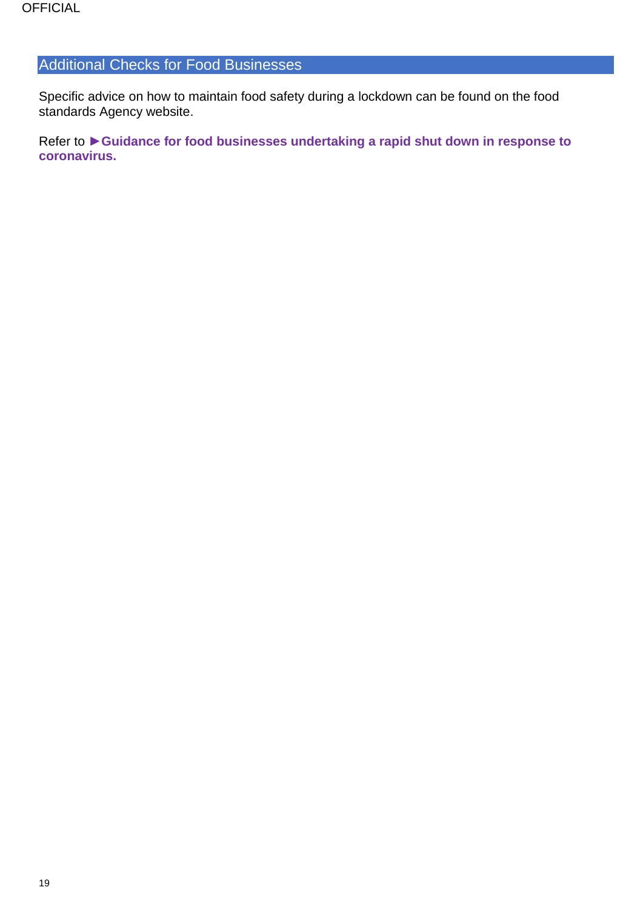## Additional Checks for Food Businesses

Specific advice on how to maintain food safety during a lockdown can be found on the food standards Agency website.

Refer to ►**Guidance for food businesses undertaking a rapid shut down in response to coronavirus.**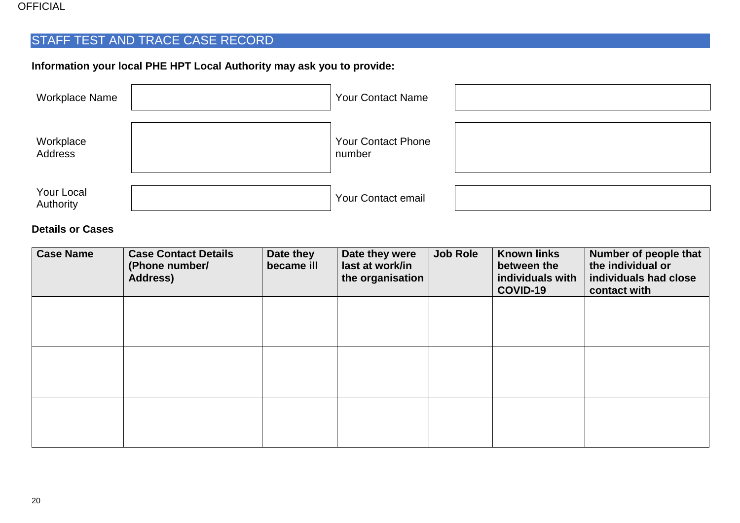## STAFF TEST AND TRACE CASE RECORD

**Information your local PHE HPT Local Authority may ask you to provide:**

| | | | |
|---|---|---|---|
| Workplace Name | | Your Contact Name | |
| Workplace Address | | Your Contact Phone number | |
| Your Local Authority | | Your Contact email | |

**Details or Cases**

| Case Name | Case Contact Details (Phone number/ Address) | Date they became ill | Date they were last at work/in the organisation | Job Role | Known links between the individuals with COVID-19 | Number of people that the individual or individuals had close contact with |
|---|---|---|---|---|---|---|
| | | | | | | |
| | | | | | | |
| | | | | | | |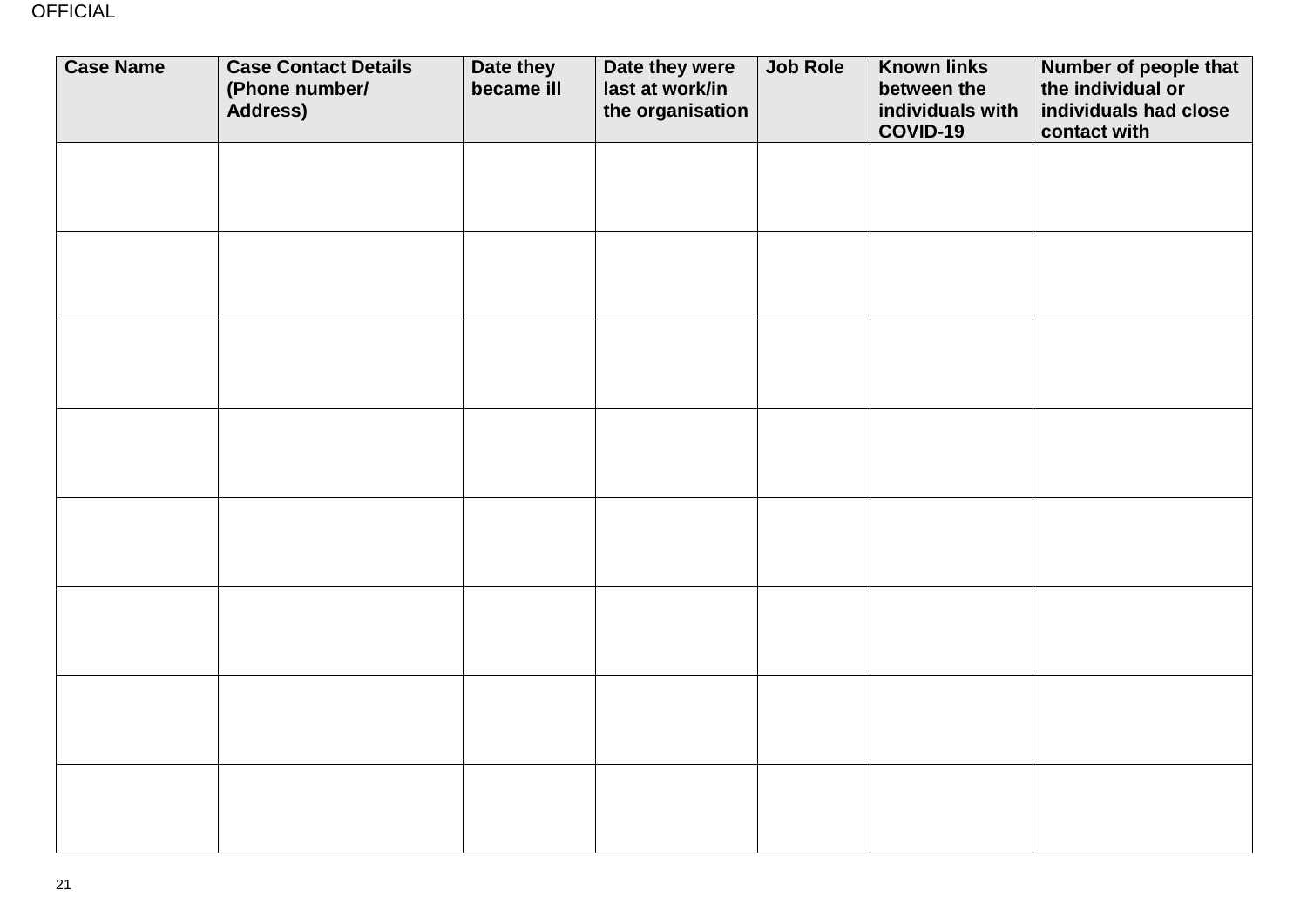| Case Name | Case Contact Details (Phone number/ Address) | Date they became ill | Date they were last at work/in the organisation | Job Role | Known links between the individuals with COVID-19 | Number of people that the individual or individuals had close contact with |
|---|---|---|---|---|---|---|
| | | | | | | |
| | | | | | | |
| | | | | | | |
| | | | | | | |
| | | | | | | |
| | | | | | | |
| | | | | | | |
| | | | | | | |